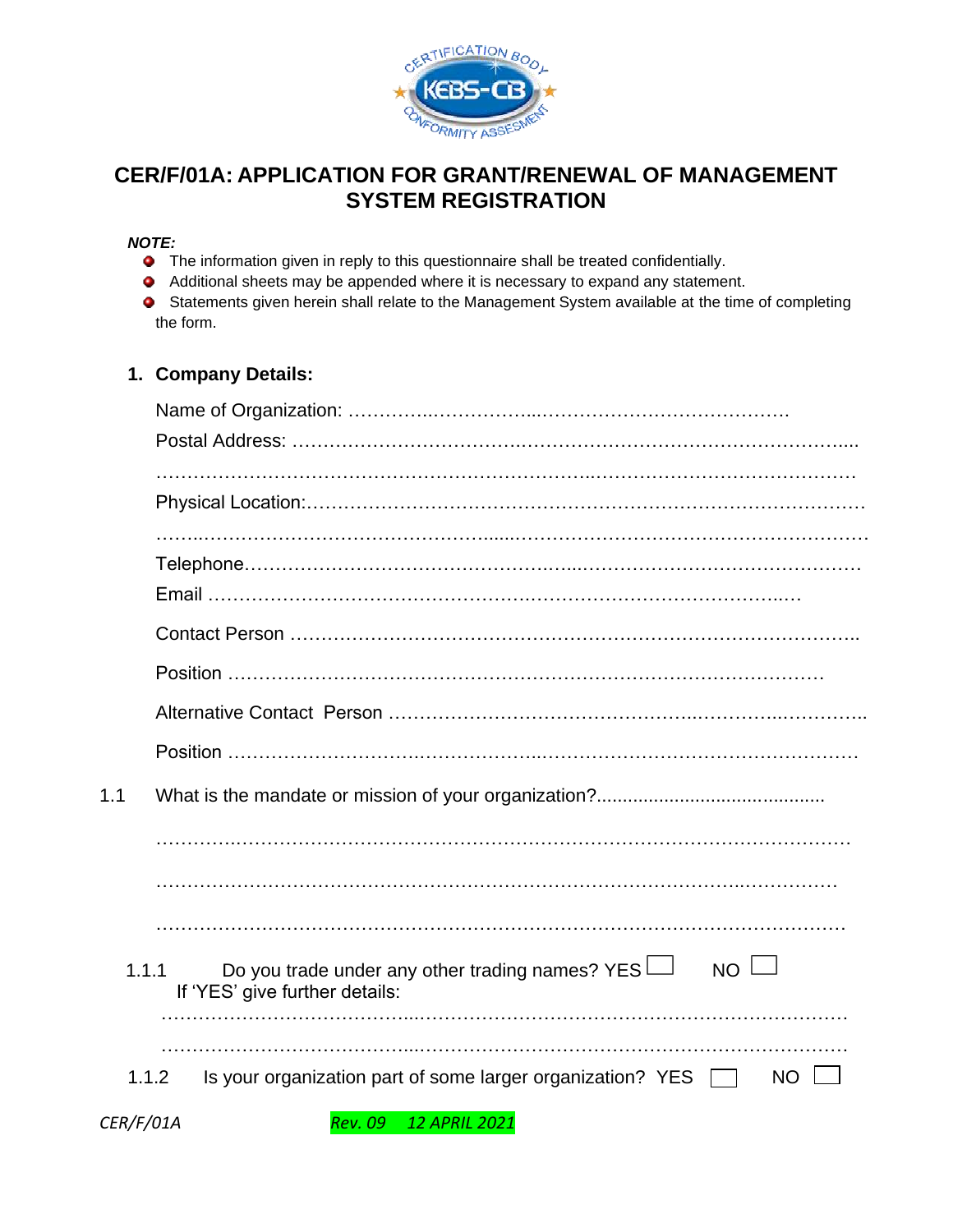# CER/F/01A: APPLICATION FOR GRANT/RENEWAL OF MANAGEMENT SYSTEM REGISTRATION

***NOTE:***

- The information given in reply to this questionnaire shall be treated confidentially.
- Additional sheets may be appended where it is necessary to expand any statement.
- Statements given herein shall relate to the Management System available at the time of completing the form.

## 1. Company Details:

Name of Organization: ……………………………………………………………….

Postal Address: ……………………………………………………………………………………..

…………………………………………………………………………………………………………

Physical Location:………………………………………………………………………………………

…………………………………………………………………………………………………………

Telephone………………………………………………………………………………………………

Email ……………………………………………………………………………………….…

Contact Person ………………………………………………………………………………..

Position ……………………………………………………………………………………

Alternative Contact Person …………………………………………………………………………..

Position ……………………………………………………………………………………………

1.1 What is the mandate or mission of your organization?...........................................

…………………………………………………………………………………………………

…………………………………………………………………………………………………

…………………………………………………………………………………………………

1.1.1 Do you trade under any other trading names? YES ☐ NO ☐

If 'YES' give further details:

…………………………………………………………………………………………………

…………………………………………………………………………………………………

1.1.2 Is your organization part of some larger organization? YES ☐ NO ☐

CER/F/01A Rev. 09 12 APRIL 2021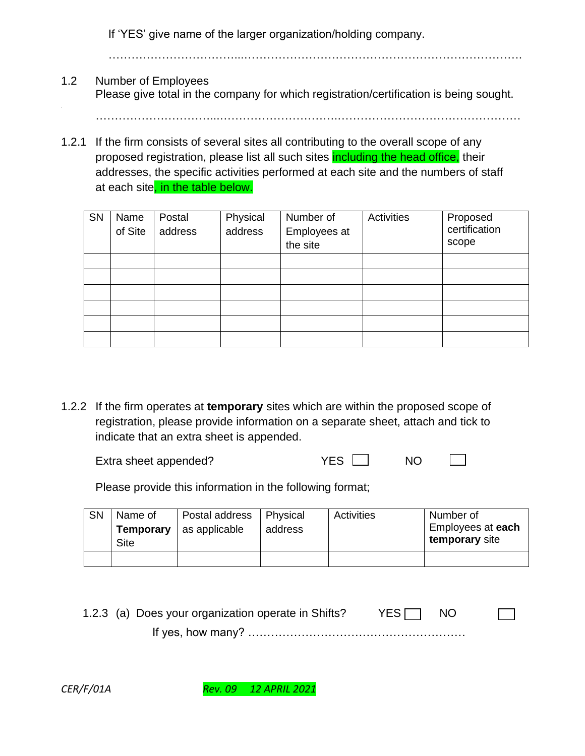If 'YES' give name of the larger organization/holding company.

…………………………...…………………………………………………………………

1.2 Number of Employees
Please give total in the company for which registration/certification is being sought.

…………………………...……………………….………………………………………

1.2.1 If the firm consists of several sites all contributing to the overall scope of any proposed registration, please list all such sites including the head office, their addresses, the specific activities performed at each site and the numbers of staff at each site, in the table below.

| SN | Name of Site | Postal address | Physical address | Number of Employees at the site | Activities | Proposed certification scope |
|---|---|---|---|---|---|---|
| | | | | | | |
| | | | | | | |
| | | | | | | |
| | | | | | | |
| | | | | | | |
| | | | | | | |

1.2.2 If the firm operates at **temporary** sites which are within the proposed scope of registration, please provide information on a separate sheet, attach and tick to indicate that an extra sheet is appended.

Extra sheet appended? YES ☐ NO ☐

Please provide this information in the following format;

| SN | Name of **Temporary** Site | Postal address as applicable | Physical address | Activities | Number of Employees at **each temporary** site |
|---|---|---|---|---|---|
| | | | | | |

1.2.3 (a) Does your organization operate in Shifts? YES ☐ NO ☐
If yes, how many? …………………………………………………

CER/F/01A Rev. 09 12 APRIL 2021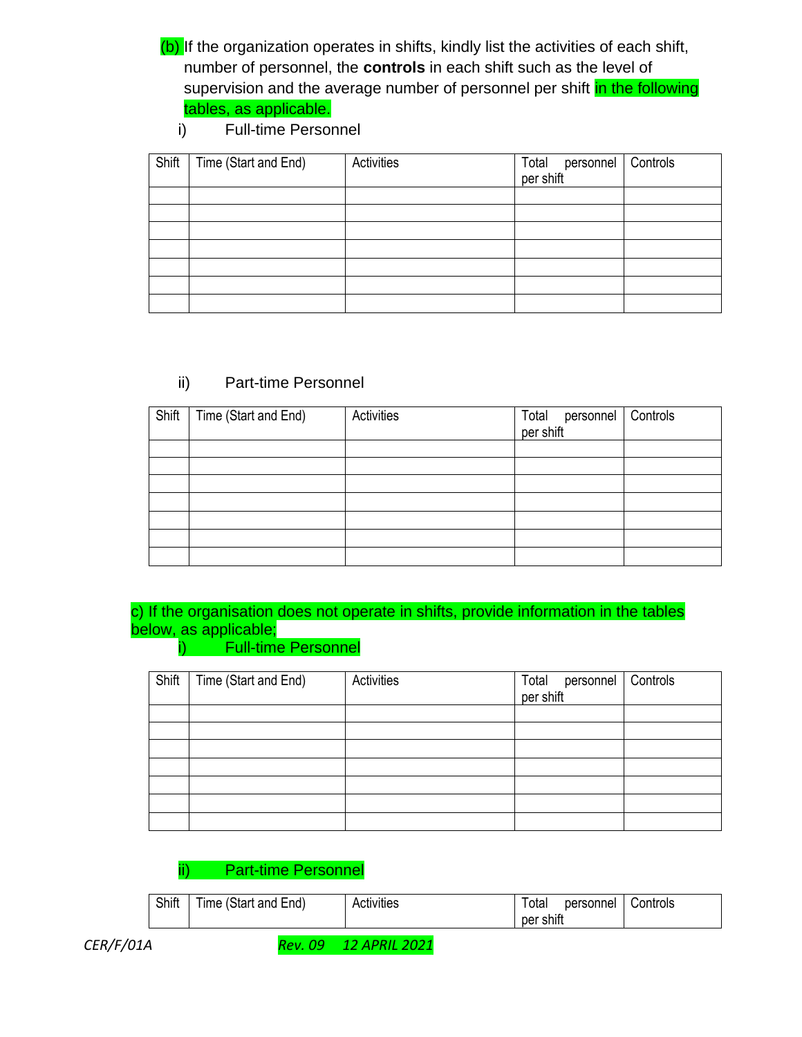(b) If the organization operates in shifts, kindly list the activities of each shift, number of personnel, the **controls** in each shift such as the level of supervision and the average number of personnel per shift in the following tables, as applicable.

i) Full-time Personnel

| Shift | Time (Start and End) | Activities | Total personnel per shift | Controls |
|---|---|---|---|---|
| | | | | |
| | | | | |
| | | | | |
| | | | | |
| | | | | |
| | | | | |
| | | | | |

ii) Part-time Personnel

| Shift | Time (Start and End) | Activities | Total personnel per shift | Controls |
|---|---|---|---|---|
| | | | | |
| | | | | |
| | | | | |
| | | | | |
| | | | | |
| | | | | |
| | | | | |

c) If the organisation does not operate in shifts, provide information in the tables below, as applicable;

i) Full-time Personnel

| Shift | Time (Start and End) | Activities | Total personnel per shift | Controls |
|---|---|---|---|---|
| | | | | |
| | | | | |
| | | | | |
| | | | | |
| | | | | |
| | | | | |
| | | | | |

ii) Part-time Personnel

| Shift | Time (Start and End) | Activities | Total personnel per shift | Controls |
|---|---|---|---|---|

*CER/F/01A* *Rev. 09 12 APRIL 2021*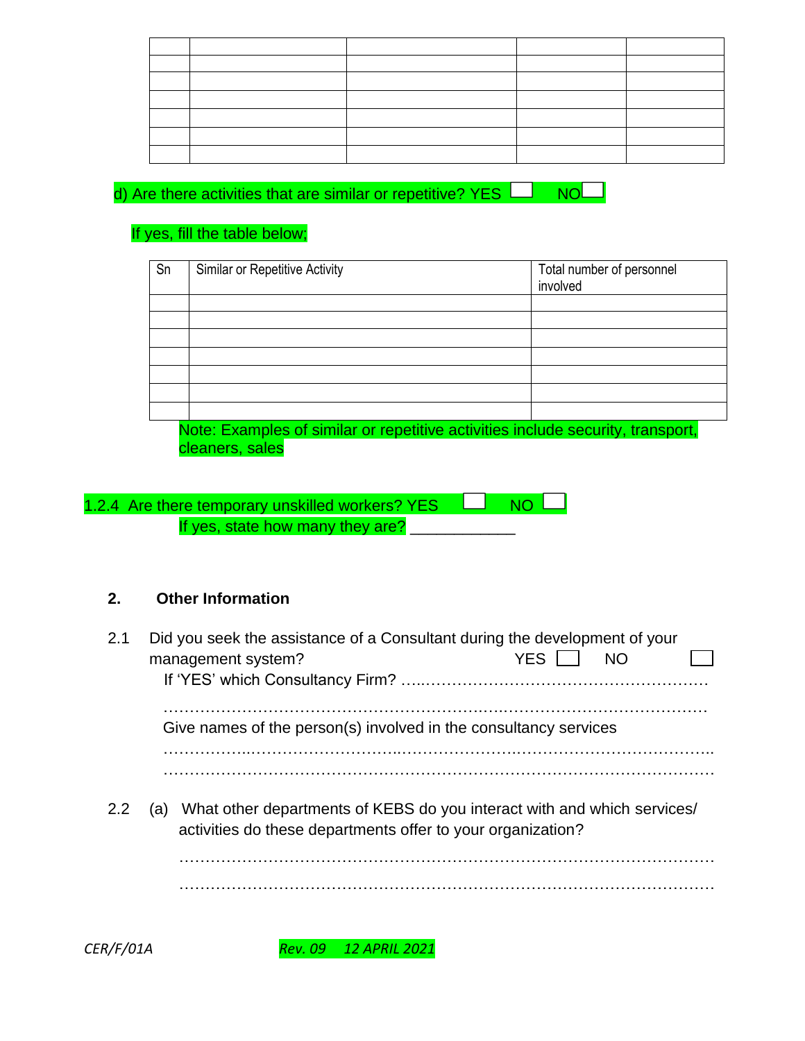| | | | | |
|---|---|---|---|---|
| | | | | |
| | | | | |
| | | | | |
| | | | | |
| | | | | |
| | | | | |

d) Are there activities that are similar or repetitive? YES ☐ NO☐

If yes, fill the table below;

| Sn | Similar or Repetitive Activity | Total number of personnel involved |
|---|---|---|
| | | |
| | | |
| | | |
| | | |
| | | |
| | | |
| | | |

Note: Examples of similar or repetitive activities include security, transport, cleaners, sales

1.2.4 Are there temporary unskilled workers? YES ☐ NO ☐

If yes, state how many they are? ___________

## 2. Other Information

2.1 Did you seek the assistance of a Consultant during the development of your management system? YES ☐ NO ☐

If 'YES' which Consultancy Firm? ……………………………………………………

……………………………………………………………………………………………

Give names of the person(s) involved in the consultancy services

……………………………………………………………………………………………..

……………………………………………………………………………………………

2.2 (a) What other departments of KEBS do you interact with and which services/ activities do these departments offer to your organization?

……………………………………………………………………………………………

……………………………………………………………………………………………

CER/F/01A Rev. 09 12 APRIL 2021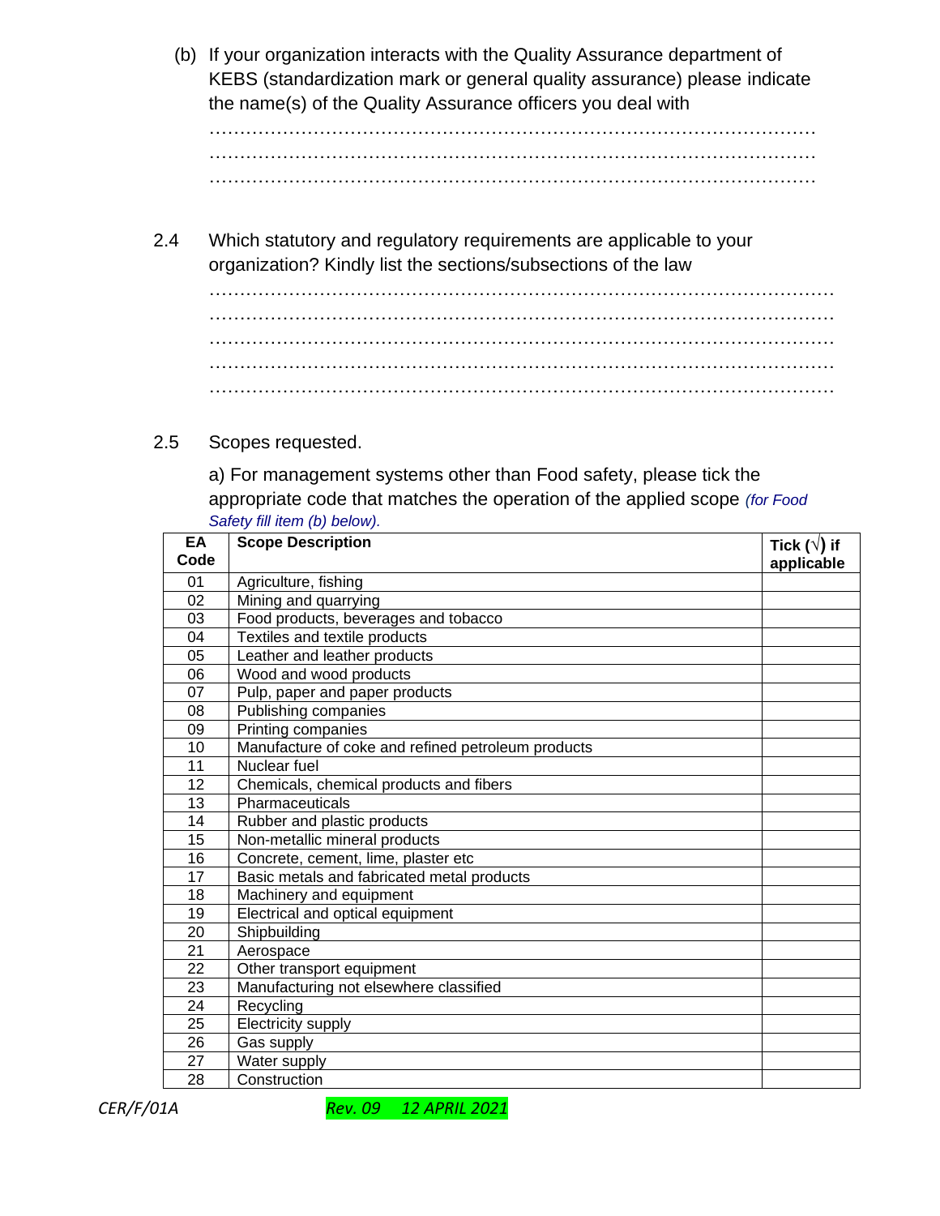(b) If your organization interacts with the Quality Assurance department of KEBS (standardization mark or general quality assurance) please indicate the name(s) of the Quality Assurance officers you deal with

…………………………………………………………………………………………
…………………………………………………………………………………………
…………………………………………………………………………………………

2.4 Which statutory and regulatory requirements are applicable to your organization? Kindly list the sections/subsections of the law

…………………………………………………………………………………………
…………………………………………………………………………………………
…………………………………………………………………………………………
…………………………………………………………………………………………
…………………………………………………………………………………………

2.5 Scopes requested.

a) For management systems other than Food safety, please tick the appropriate code that matches the operation of the applied scope *(for Food Safety fill item (b) below).*

| EA Code | Scope Description | Tick (√) if applicable |
|---|---|---|
| 01 | Agriculture, fishing | |
| 02 | Mining and quarrying | |
| 03 | Food products, beverages and tobacco | |
| 04 | Textiles and textile products | |
| 05 | Leather and leather products | |
| 06 | Wood and wood products | |
| 07 | Pulp, paper and paper products | |
| 08 | Publishing companies | |
| 09 | Printing companies | |
| 10 | Manufacture of coke and refined petroleum products | |
| 11 | Nuclear fuel | |
| 12 | Chemicals, chemical products and fibers | |
| 13 | Pharmaceuticals | |
| 14 | Rubber and plastic products | |
| 15 | Non-metallic mineral products | |
| 16 | Concrete, cement, lime, plaster etc | |
| 17 | Basic metals and fabricated metal products | |
| 18 | Machinery and equipment | |
| 19 | Electrical and optical equipment | |
| 20 | Shipbuilding | |
| 21 | Aerospace | |
| 22 | Other transport equipment | |
| 23 | Manufacturing not elsewhere classified | |
| 24 | Recycling | |
| 25 | Electricity supply | |
| 26 | Gas supply | |
| 27 | Water supply | |
| 28 | Construction | |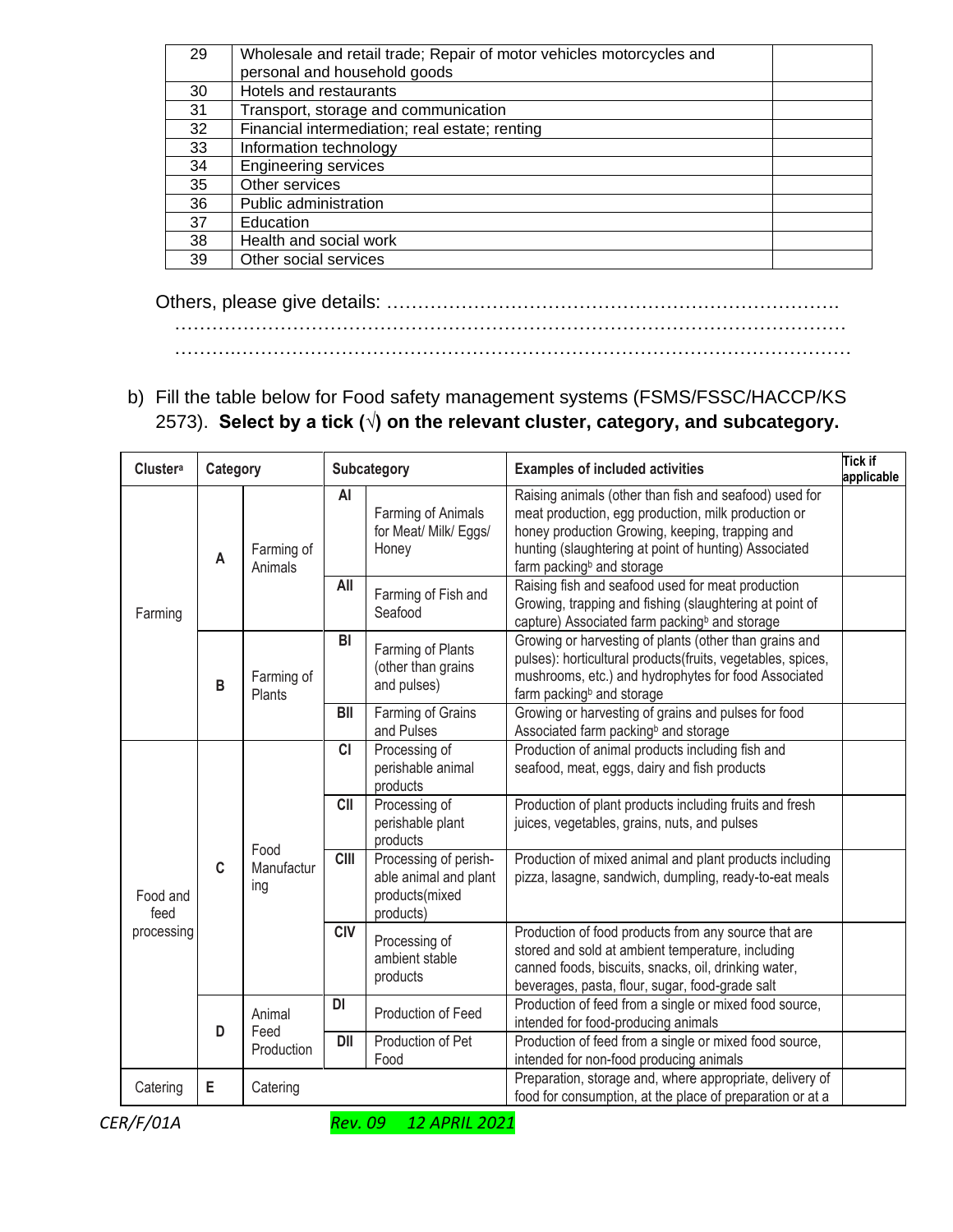| 29 | Wholesale and retail trade; Repair of motor vehicles motorcycles and personal and household goods | |
|---|---|---|
| 30 | Hotels and restaurants | |
| 31 | Transport, storage and communication | |
| 32 | Financial intermediation; real estate; renting | |
| 33 | Information technology | |
| 34 | Engineering services | |
| 35 | Other services | |
| 36 | Public administration | |
| 37 | Education | |
| 38 | Health and social work | |
| 39 | Other social services | |

Others, please give details: ………………………………………………………………
…………………………………………………………………………………………………
…………………………………………………………………………………………………

b) Fill the table below for Food safety management systems (FSMS/FSSC/HACCP/KS 2573). **Select by a tick (√) on the relevant cluster, category, and subcategory.**

| Cluster[a] | Category | | Subcategory | | Examples of included activities | Tick if applicable |
|---|---|---|---|---|---|---|
| Farming | A | Farming of Animals | AI | Farming of Animals for Meat/ Milk/ Eggs/ Honey | Raising animals (other than fish and seafood) used for meat production, egg production, milk production or honey production Growing, keeping, trapping and hunting (slaughtering at point of hunting) Associated farm packing[b] and storage | |
| | | | AII | Farming of Fish and Seafood | Raising fish and seafood used for meat production Growing, trapping and fishing (slaughtering at point of capture) Associated farm packing[b] and storage | |
| | B | Farming of Plants | BI | Farming of Plants (other than grains and pulses) | Growing or harvesting of plants (other than grains and pulses): horticultural products(fruits, vegetables, spices, mushrooms, etc.) and hydrophytes for food Associated farm packing[b] and storage | |
| | | | BII | Farming of Grains and Pulses | Growing or harvesting of grains and pulses for food Associated farm packing[b] and storage | |
| Food and feed processing | C | Food Manufacturing | CI | Processing of perishable animal products | Production of animal products including fish and seafood, meat, eggs, dairy and fish products | |
| | | | CII | Processing of perishable plant products | Production of plant products including fruits and fresh juices, vegetables, grains, nuts, and pulses | |
| | | | CIII | Processing of perishable animal and plant products(mixed products) | Production of mixed animal and plant products including pizza, lasagne, sandwich, dumpling, ready-to-eat meals | |
| | | | CIV | Processing of ambient stable products | Production of food products from any source that are stored and sold at ambient temperature, including canned foods, biscuits, snacks, oil, drinking water, beverages, pasta, flour, sugar, food-grade salt | |
| | D | Animal Feed Production | DI | Production of Feed | Production of feed from a single or mixed food source, intended for food-producing animals | |
| | | | DII | Production of Pet Food | Production of feed from a single or mixed food source, intended for non-food producing animals | |
| Catering | E | Catering | | | Preparation, storage and, where appropriate, delivery of food for consumption, at the place of preparation or at a | |

CER/F/01A Rev. 09 12 APRIL 2021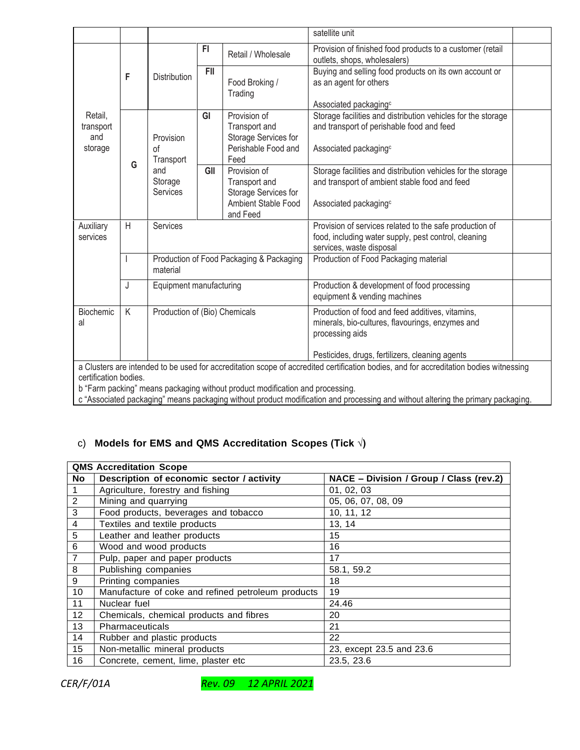| | | | | | | |
|---|---|---|---|---|---|---|
| | | | | | satellite unit | |
| Retail, transport and storage | F | Distribution | FI | Retail / Wholesale | Provision of finished food products to a customer (retail outlets, shops, wholesalers) | |
| | | | FII | Food Broking / Trading | Buying and selling food products on its own account or as an agent for others<br><br>Associated packaging[c] | |
| | G | Provision of Transport and Storage Services | GI | Provision of Transport and Storage Services for Perishable Food and Feed | Storage facilities and distribution vehicles for the storage and transport of perishable food and feed<br><br>Associated packaging[c] | |
| | | | GII | Provision of Transport and Storage Services for Ambient Stable Food and Feed | Storage facilities and distribution vehicles for the storage and transport of ambient stable food and feed<br><br>Associated packaging[c] | |
| Auxiliary services | H | Services | | | Provision of services related to the safe production of food, including water supply, pest control, cleaning services, waste disposal | |
| | I | Production of Food Packaging & Packaging material | | | Production of Food Packaging material | |
| | J | Equipment manufacturing | | | Production & development of food processing equipment & vending machines | |
| Biochemical | K | Production of (Bio) Chemicals | | | Production of food and feed additives, vitamins, minerals, bio-cultures, flavourings, enzymes and processing aids<br><br>Pesticides, drugs, fertilizers, cleaning agents | |

a Clusters are intended to be used for accreditation scope of accredited certification bodies, and for accreditation bodies witnessing certification bodies.

b "Farm packing" means packaging without product modification and processing.

c "Associated packaging" means packaging without product modification and processing and without altering the primary packaging.

c) **Models for EMS and QMS Accreditation Scopes (Tick √)**

| QMS Accreditation Scope | | |
|---|---|---|
| **No** | **Description of economic sector / activity** | **NACE – Division / Group / Class (rev.2)** |
| 1 | Agriculture, forestry and fishing | 01, 02, 03 |
| 2 | Mining and quarrying | 05, 06, 07, 08, 09 |
| 3 | Food products, beverages and tobacco | 10, 11, 12 |
| 4 | Textiles and textile products | 13, 14 |
| 5 | Leather and leather products | 15 |
| 6 | Wood and wood products | 16 |
| 7 | Pulp, paper and paper products | 17 |
| 8 | Publishing companies | 58.1, 59.2 |
| 9 | Printing companies | 18 |
| 10 | Manufacture of coke and refined petroleum products | 19 |
| 11 | Nuclear fuel | 24.46 |
| 12 | Chemicals, chemical products and fibres | 20 |
| 13 | Pharmaceuticals | 21 |
| 14 | Rubber and plastic products | 22 |
| 15 | Non-metallic mineral products | 23, except 23.5 and 23.6 |
| 16 | Concrete, cement, lime, plaster etc | 23.5, 23.6 |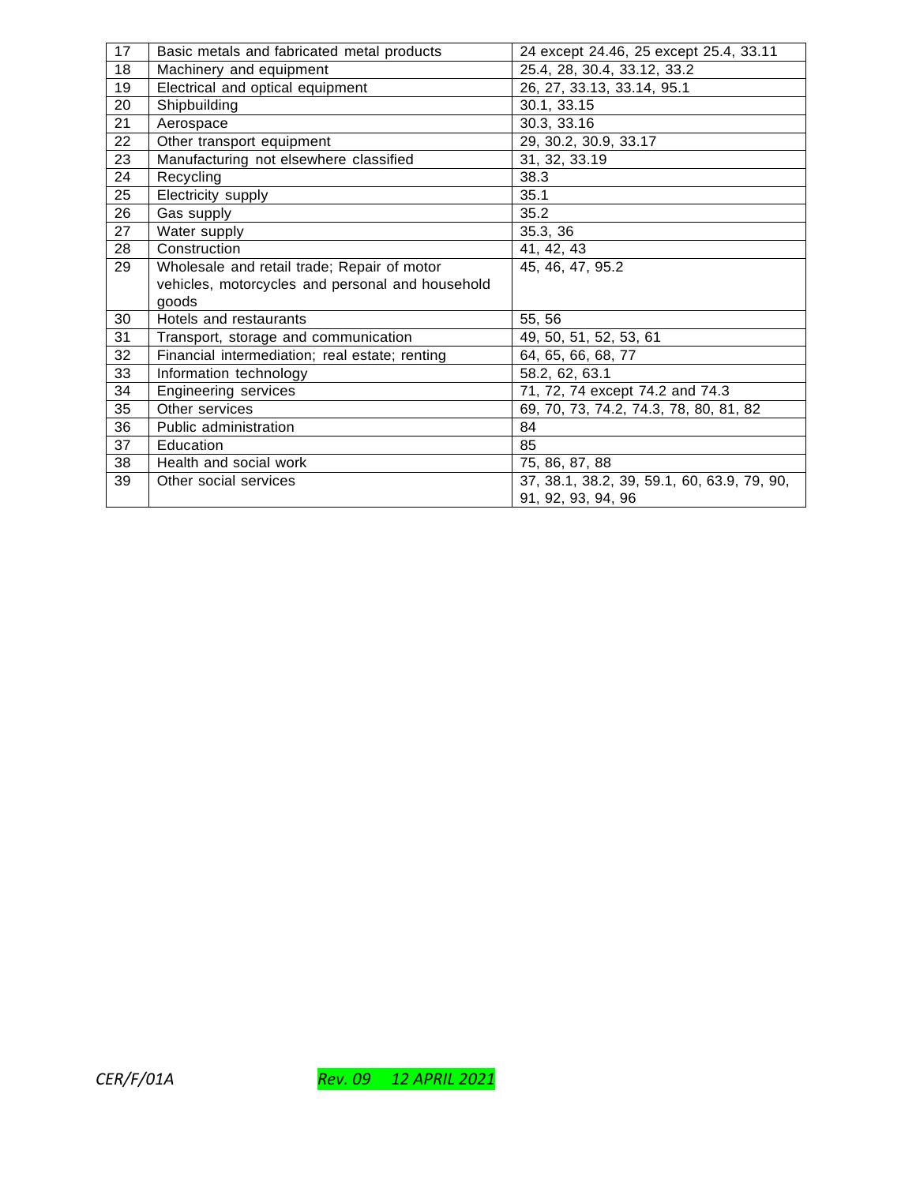| 17 | Basic metals and fabricated metal products | 24 except 24.46, 25 except 25.4, 33.11 |
|---|---|---|
| 18 | Machinery and equipment | 25.4, 28, 30.4, 33.12, 33.2 |
| 19 | Electrical and optical equipment | 26, 27, 33.13, 33.14, 95.1 |
| 20 | Shipbuilding | 30.1, 33.15 |
| 21 | Aerospace | 30.3, 33.16 |
| 22 | Other transport equipment | 29, 30.2, 30.9, 33.17 |
| 23 | Manufacturing not elsewhere classified | 31, 32, 33.19 |
| 24 | Recycling | 38.3 |
| 25 | Electricity supply | 35.1 |
| 26 | Gas supply | 35.2 |
| 27 | Water supply | 35.3, 36 |
| 28 | Construction | 41, 42, 43 |
| 29 | Wholesale and retail trade; Repair of motor vehicles, motorcycles and personal and household goods | 45, 46, 47, 95.2 |
| 30 | Hotels and restaurants | 55, 56 |
| 31 | Transport, storage and communication | 49, 50, 51, 52, 53, 61 |
| 32 | Financial intermediation; real estate; renting | 64, 65, 66, 68, 77 |
| 33 | Information technology | 58.2, 62, 63.1 |
| 34 | Engineering services | 71, 72, 74 except 74.2 and 74.3 |
| 35 | Other services | 69, 70, 73, 74.2, 74.3, 78, 80, 81, 82 |
| 36 | Public administration | 84 |
| 37 | Education | 85 |
| 38 | Health and social work | 75, 86, 87, 88 |
| 39 | Other social services | 37, 38.1, 38.2, 39, 59.1, 60, 63.9, 79, 90, 91, 92, 93, 94, 96 |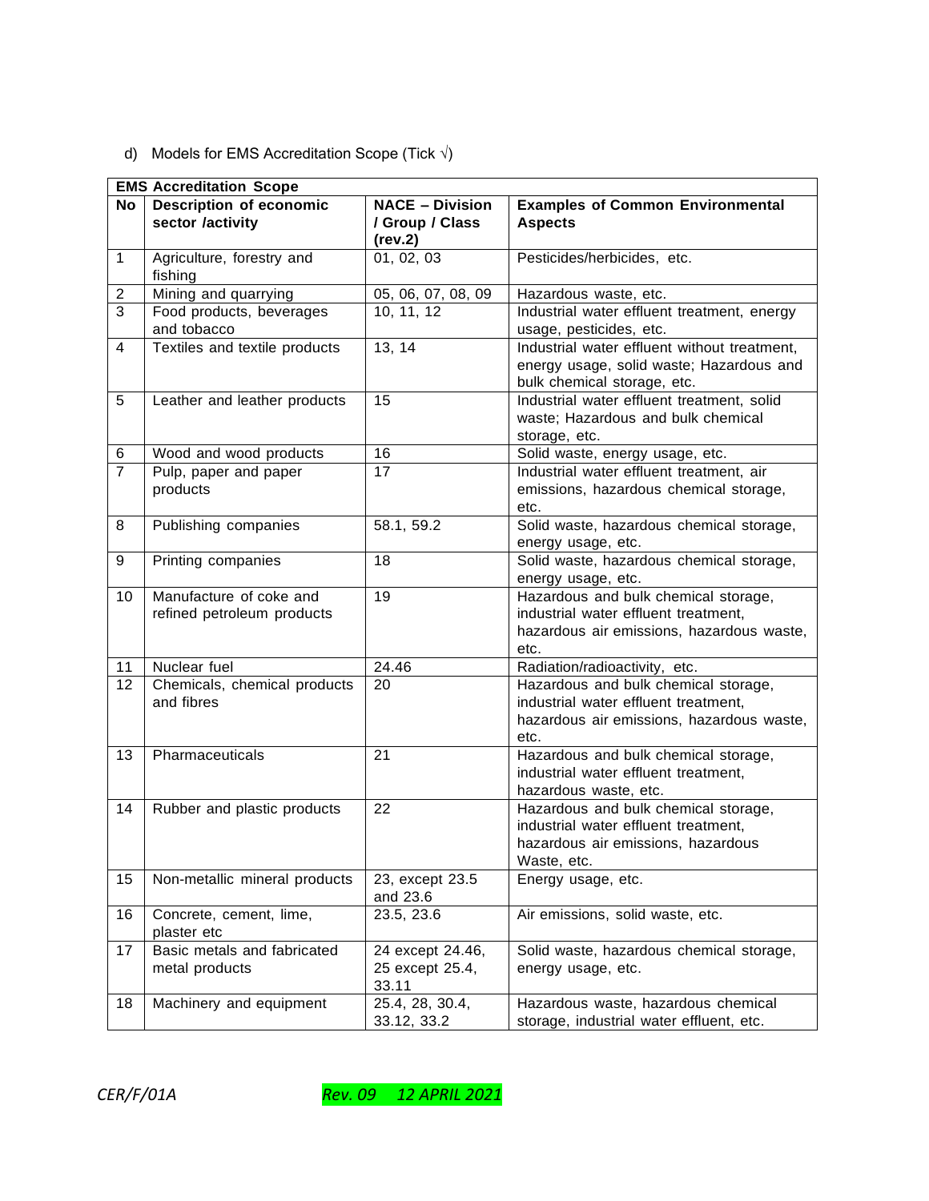d) Models for EMS Accreditation Scope (Tick √)

| **EMS Accreditation Scope** | | | |
|---|---|---|---|
| **No** | **Description of economic sector /activity** | **NACE – Division / Group / Class (rev.2)** | **Examples of Common Environmental Aspects** |
| 1 | Agriculture, forestry and fishing | 01, 02, 03 | Pesticides/herbicides, etc. |
| 2 | Mining and quarrying | 05, 06, 07, 08, 09 | Hazardous waste, etc. |
| 3 | Food products, beverages and tobacco | 10, 11, 12 | Industrial water effluent treatment, energy usage, pesticides, etc. |
| 4 | Textiles and textile products | 13, 14 | Industrial water effluent without treatment, energy usage, solid waste; Hazardous and bulk chemical storage, etc. |
| 5 | Leather and leather products | 15 | Industrial water effluent treatment, solid waste; Hazardous and bulk chemical storage, etc. |
| 6 | Wood and wood products | 16 | Solid waste, energy usage, etc. |
| 7 | Pulp, paper and paper products | 17 | Industrial water effluent treatment, air emissions, hazardous chemical storage, etc. |
| 8 | Publishing companies | 58.1, 59.2 | Solid waste, hazardous chemical storage, energy usage, etc. |
| 9 | Printing companies | 18 | Solid waste, hazardous chemical storage, energy usage, etc. |
| 10 | Manufacture of coke and refined petroleum products | 19 | Hazardous and bulk chemical storage, industrial water effluent treatment, hazardous air emissions, hazardous waste, etc. |
| 11 | Nuclear fuel | 24.46 | Radiation/radioactivity, etc. |
| 12 | Chemicals, chemical products and fibres | 20 | Hazardous and bulk chemical storage, industrial water effluent treatment, hazardous air emissions, hazardous waste, etc. |
| 13 | Pharmaceuticals | 21 | Hazardous and bulk chemical storage, industrial water effluent treatment, hazardous waste, etc. |
| 14 | Rubber and plastic products | 22 | Hazardous and bulk chemical storage, industrial water effluent treatment, hazardous air emissions, hazardous Waste, etc. |
| 15 | Non-metallic mineral products | 23, except 23.5 and 23.6 | Energy usage, etc. |
| 16 | Concrete, cement, lime, plaster etc | 23.5, 23.6 | Air emissions, solid waste, etc. |
| 17 | Basic metals and fabricated metal products | 24 except 24.46, 25 except 25.4, 33.11 | Solid waste, hazardous chemical storage, energy usage, etc. |
| 18 | Machinery and equipment | 25.4, 28, 30.4, 33.12, 33.2 | Hazardous waste, hazardous chemical storage, industrial water effluent, etc. |

*CER/F/01A* *Rev. 09 12 APRIL 2021*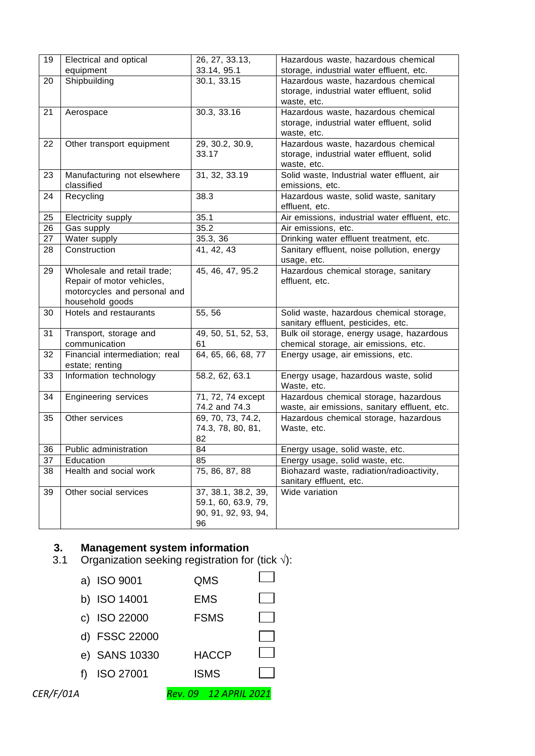| 19 | Electrical and optical equipment | 26, 27, 33.13, 33.14, 95.1 | Hazardous waste, hazardous chemical storage, industrial water effluent, etc. |
|---|---|---|---|
| 20 | Shipbuilding | 30.1, 33.15 | Hazardous waste, hazardous chemical storage, industrial water effluent, solid waste, etc. |
| 21 | Aerospace | 30.3, 33.16 | Hazardous waste, hazardous chemical storage, industrial water effluent, solid waste, etc. |
| 22 | Other transport equipment | 29, 30.2, 30.9, 33.17 | Hazardous waste, hazardous chemical storage, industrial water effluent, solid waste, etc. |
| 23 | Manufacturing not elsewhere classified | 31, 32, 33.19 | Solid waste, Industrial water effluent, air emissions, etc. |
| 24 | Recycling | 38.3 | Hazardous waste, solid waste, sanitary effluent, etc. |
| 25 | Electricity supply | 35.1 | Air emissions, industrial water effluent, etc. |
| 26 | Gas supply | 35.2 | Air emissions, etc. |
| 27 | Water supply | 35.3, 36 | Drinking water effluent treatment, etc. |
| 28 | Construction | 41, 42, 43 | Sanitary effluent, noise pollution, energy usage, etc. |
| 29 | Wholesale and retail trade; Repair of motor vehicles, motorcycles and personal and household goods | 45, 46, 47, 95.2 | Hazardous chemical storage, sanitary effluent, etc. |
| 30 | Hotels and restaurants | 55, 56 | Solid waste, hazardous chemical storage, sanitary effluent, pesticides, etc. |
| 31 | Transport, storage and communication | 49, 50, 51, 52, 53, 61 | Bulk oil storage, energy usage, hazardous chemical storage, air emissions, etc. |
| 32 | Financial intermediation; real estate; renting | 64, 65, 66, 68, 77 | Energy usage, air emissions, etc. |
| 33 | Information technology | 58.2, 62, 63.1 | Energy usage, hazardous waste, solid Waste, etc. |
| 34 | Engineering services | 71, 72, 74 except 74.2 and 74.3 | Hazardous chemical storage, hazardous waste, air emissions, sanitary effluent, etc. |
| 35 | Other services | 69, 70, 73, 74.2, 74.3, 78, 80, 81, 82 | Hazardous chemical storage, hazardous Waste, etc. |
| 36 | Public administration | 84 | Energy usage, solid waste, etc. |
| 37 | Education | 85 | Energy usage, solid waste, etc. |
| 38 | Health and social work | 75, 86, 87, 88 | Biohazard waste, radiation/radioactivity, sanitary effluent, etc. |
| 39 | Other social services | 37, 38.1, 38.2, 39, 59.1, 60, 63.9, 79, 90, 91, 92, 93, 94, 96 | Wide variation |

## 3. Management system information

3.1 Organization seeking registration for (tick √):

| | | |
|---|---|---|
| a) ISO 9001 | QMS | ☐ |
| b) ISO 14001 | EMS | ☐ |
| c) ISO 22000 | FSMS | ☐ |
| d) FSSC 22000 | | ☐ |
| e) SANS 10330 | HACCP | ☐ |
| f) ISO 27001 | ISMS | ☐ |

*CER/F/01A* *Rev. 09 12 APRIL 2021*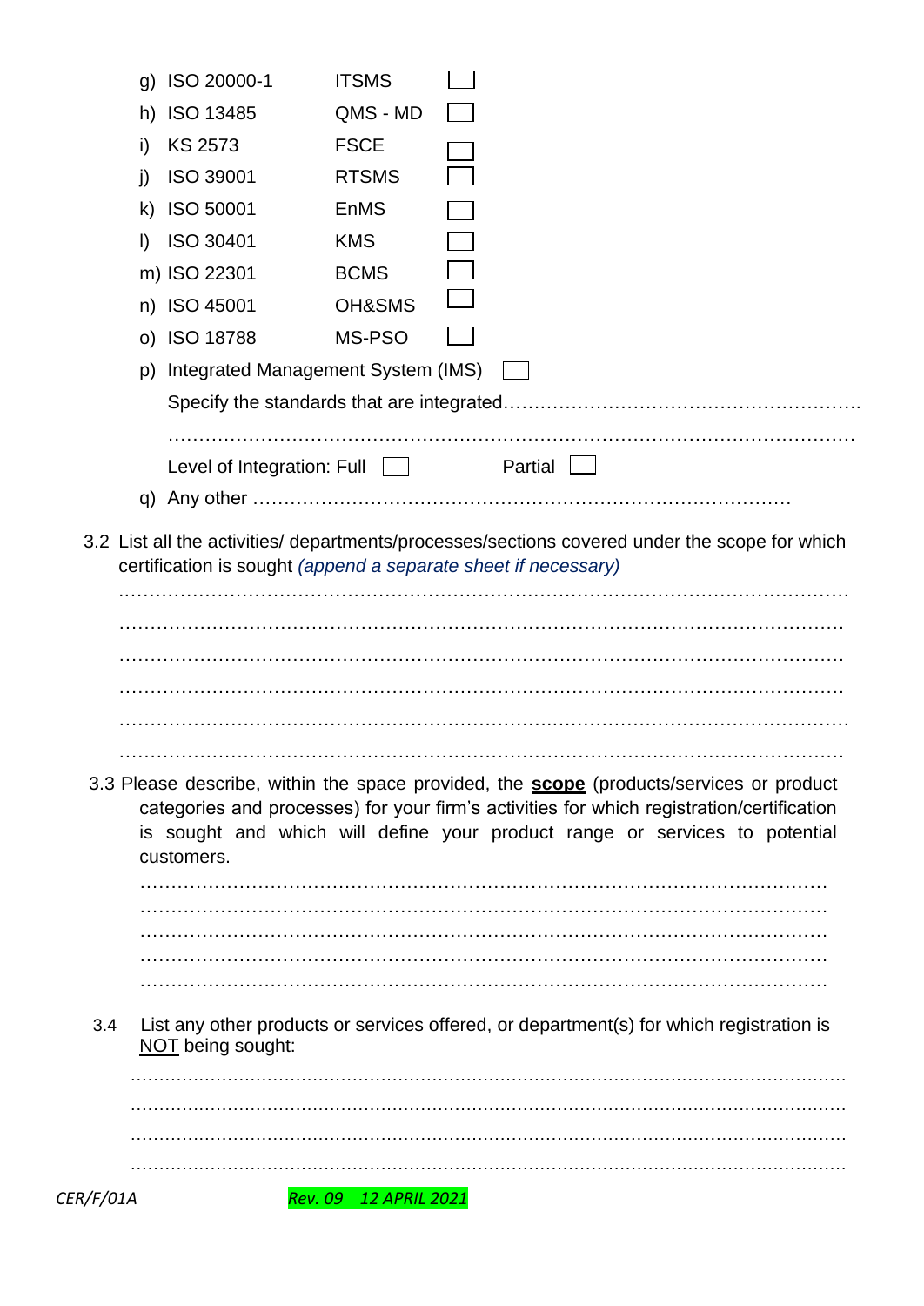g) ISO 20000-1 ITSMS ☐

h) ISO 13485 QMS - MD ☐

i) KS 2573 FSCE ☐

j) ISO 39001 RTSMS ☐

k) ISO 50001 EnMS ☐

l) ISO 30401 KMS ☐

m) ISO 22301 BCMS ☐

n) ISO 45001 OH&SMS ☐

o) ISO 18788 MS-PSO ☐

p) Integrated Management System (IMS) ☐

Specify the standards that are integrated………………………………………………….

…………………………………………………………………………………………………

Level of Integration: Full ☐ Partial ☐

q) Any other …………………………………………………………………………

3.2 List all the activities/ departments/processes/sections covered under the scope for which certification is sought *(append a separate sheet if necessary)*

…………………………………………………………………………………………………………

…………………………………………………………………………………………………………

…………………………………………………………………………………………………………

…………………………………………………………………………………………………………

…………………………………………………………………………………………………………

…………………………………………………………………………………………………………

3.3 Please describe, within the space provided, the **scope** (products/services or product categories and processes) for your firm's activities for which registration/certification is sought and which will define your product range or services to potential customers.

…………………………………………………………………………………………………

…………………………………………………………………………………………………

…………………………………………………………………………………………………

…………………………………………………………………………………………………

…………………………………………………………………………………………………

3.4 List any other products or services offered, or department(s) for which registration is NOT being sought:

…………………………………………………………………………………………………………

…………………………………………………………………………………………………………

…………………………………………………………………………………………………………

…………………………………………………………………………………………………………

*CER/F/01A* *Rev. 09 12 APRIL 2021*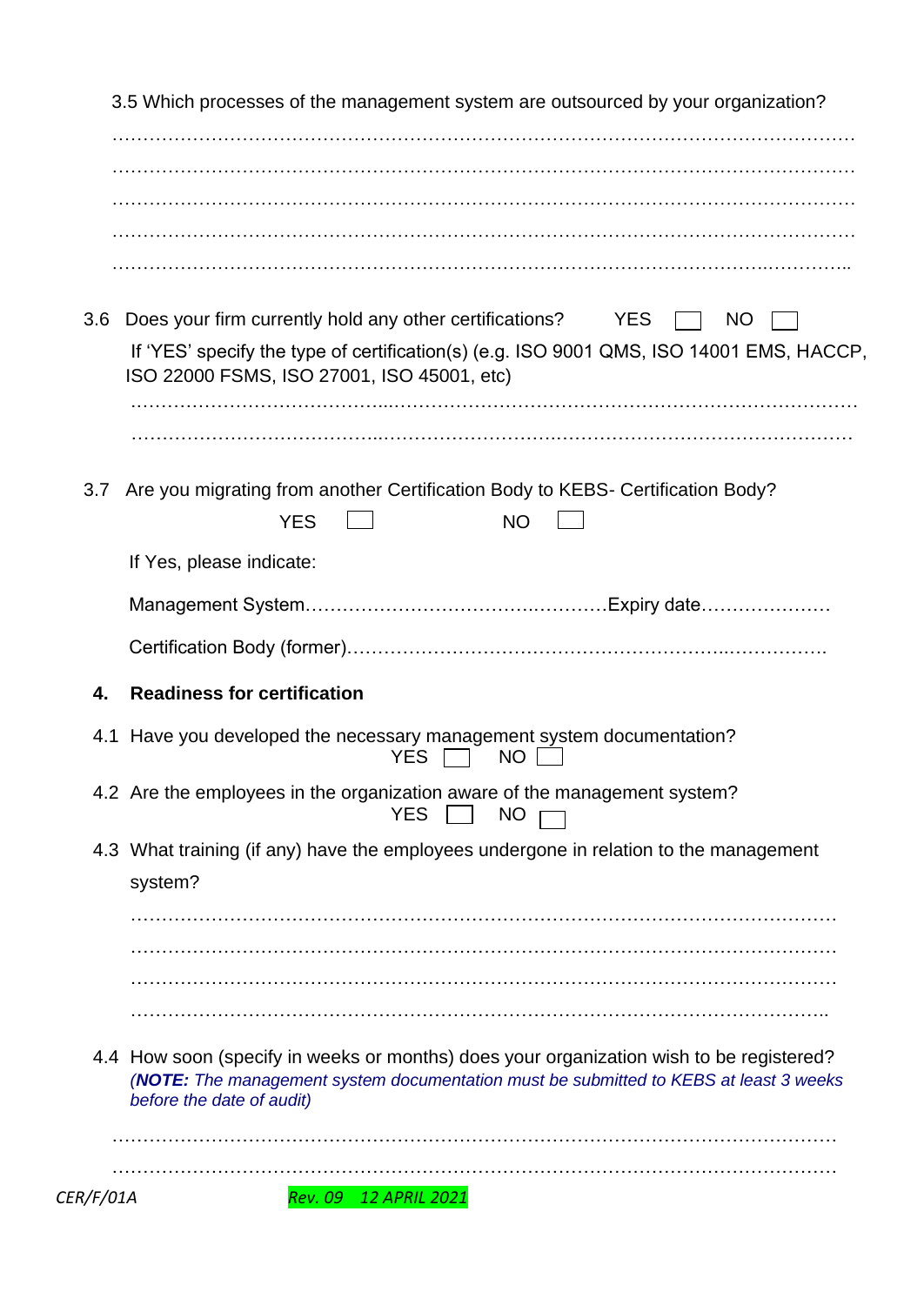3.5 Which processes of the management system are outsourced by your organization?

…………………………………………………………………………………………………………

…………………………………………………………………………………………………………

…………………………………………………………………………………………………………

…………………………………………………………………………………………………………

…………………………………………………………………………………………………………..

3.6 Does your firm currently hold any other certifications? YES ☐ NO ☐

If 'YES' specify the type of certification(s) (e.g. ISO 9001 QMS, ISO 14001 EMS, HACCP, ISO 22000 FSMS, ISO 27001, ISO 45001, etc)

…………………………………………………………………………………………………………

…………………………………………………………………………………………………………

3.7 Are you migrating from another Certification Body to KEBS- Certification Body?

YES ☐ NO ☐

If Yes, please indicate:

Management System…………………………………………Expiry date…………………

Certification Body (former)……………………………………………………………….

## 4. Readiness for certification

4.1 Have you developed the necessary management system documentation?
YES ☐ NO ☐

4.2 Are the employees in the organization aware of the management system?
YES ☐ NO ☐

4.3 What training (if any) have the employees undergone in relation to the management system?

…………………………………………………………………………………………………………

…………………………………………………………………………………………………………

…………………………………………………………………………………………………………

………………………………………………………………………………………………………..

4.4 How soon (specify in weeks or months) does your organization wish to be registered?
*(**NOTE:** The management system documentation must be submitted to KEBS at least 3 weeks before the date of audit)*

…………………………………………………………………………………………………………

…………………………………………………………………………………………………………

CER/F/01A Rev. 09 12 APRIL 2021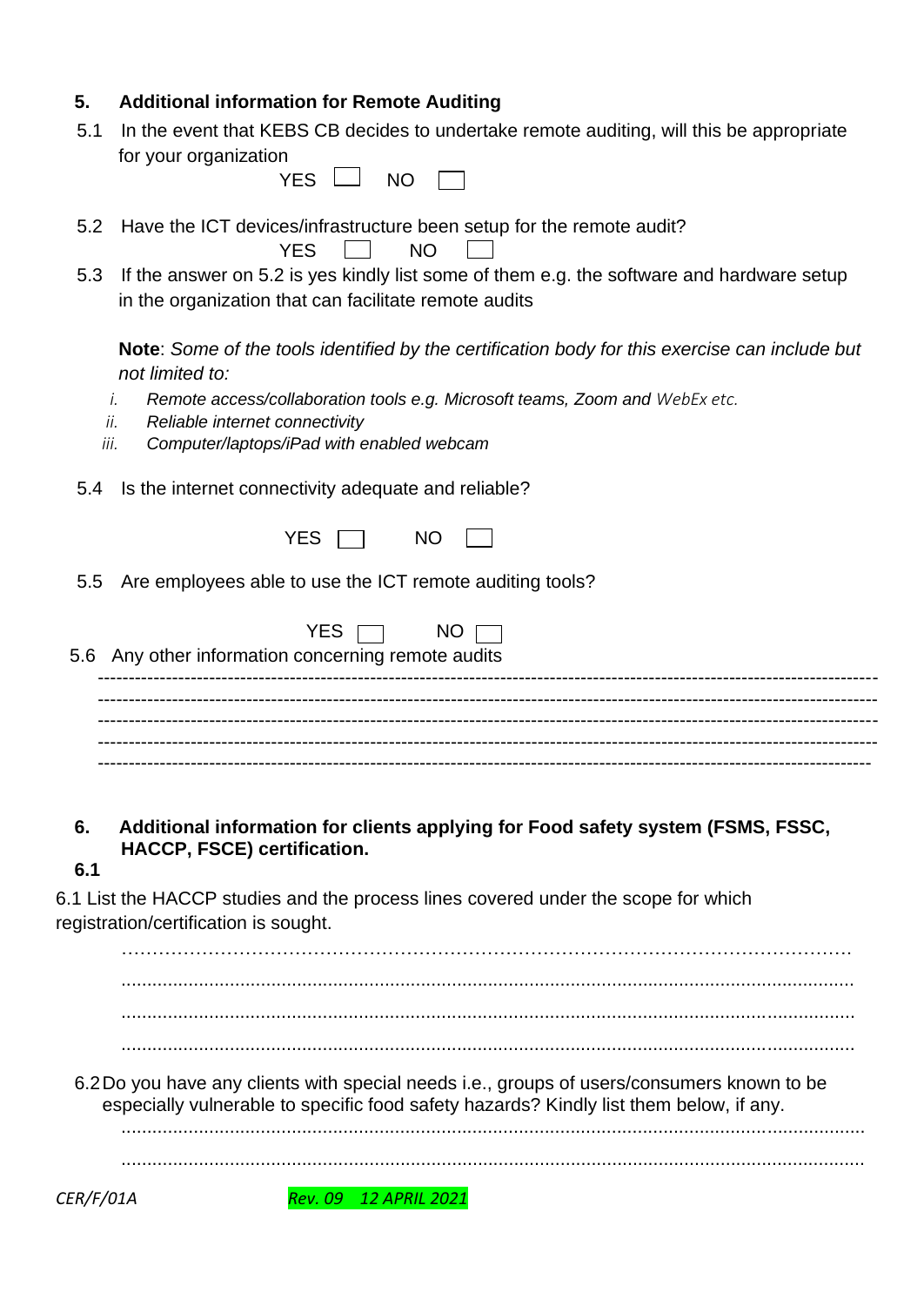## 5. Additional information for Remote Auditing

5.1 In the event that KEBS CB decides to undertake remote auditing, will this be appropriate for your organization

YES ☐ NO ☐

5.2 Have the ICT devices/infrastructure been setup for the remote audit?

YES ☐ NO ☐

5.3 If the answer on 5.2 is yes kindly list some of them e.g. the software and hardware setup in the organization that can facilitate remote audits

**Note**: *Some of the tools identified by the certification body for this exercise can include but not limited to:*

1. *Remote access/collaboration tools e.g. Microsoft teams, Zoom and WebEx etc.*
2. *Reliable internet connectivity*
3. *Computer/laptops/iPad with enabled webcam*

5.4 Is the internet connectivity adequate and reliable?

YES ☐ NO ☐

5.5 Are employees able to use the ICT remote auditing tools?

YES ☐ NO ☐

5.6 Any other information concerning remote audits

------------------------------------------------------------------------------------------------------------------------

------------------------------------------------------------------------------------------------------------------------

------------------------------------------------------------------------------------------------------------------------

------------------------------------------------------------------------------------------------------------------------

------------------------------------------------------------------------------------------------------------------------

## 6. Additional information for clients applying for Food safety system (FSMS, FSSC, HACCP, FSCE) certification.

**6.1**

6.1 List the HACCP studies and the process lines covered under the scope for which registration/certification is sought.

……………………………………………………………………………………………………………

..............................................................................................................................................

..............................................................................................................................................

..............................................................................................................................................

6.2 Do you have any clients with special needs i.e., groups of users/consumers known to be especially vulnerable to specific food safety hazards? Kindly list them below, if any.

..............................................................................................................................................

..............................................................................................................................................

CER/F/01A Rev. 09 12 APRIL 2021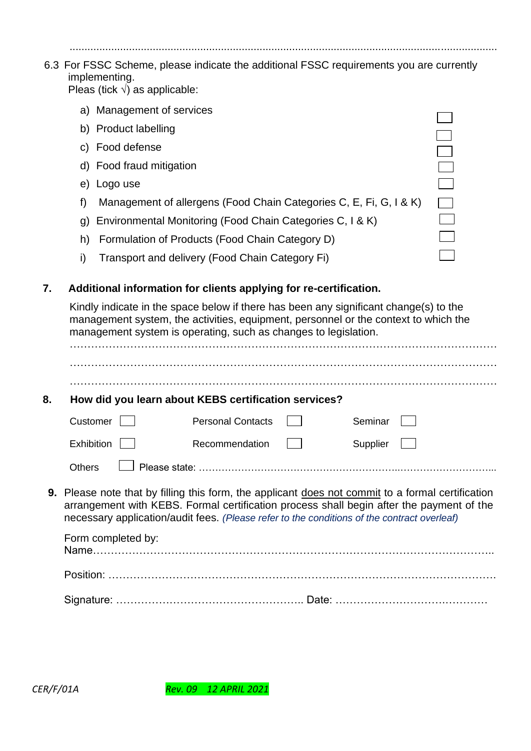.................................................................................................................................................

6.3 For FSSC Scheme, please indicate the additional FSSC requirements you are currently implementing.
Pleas (tick √) as applicable:

a) Management of services ☐
b) Product labelling ☐
c) Food defense ☐
d) Food fraud mitigation ☐
e) Logo use ☐
f) Management of allergens (Food Chain Categories C, E, Fi, G, I & K) ☐
g) Environmental Monitoring (Food Chain Categories C, I & K) ☐
h) Formulation of Products (Food Chain Category D) ☐
i) Transport and delivery (Food Chain Category Fi) ☐

**7. Additional information for clients applying for re-certification.**

Kindly indicate in the space below if there has been any significant change(s) to the management system, the activities, equipment, personnel or the context to which the management system is operating, such as changes to legislation.

…………………………………………………………………………………………………………

…………………………………………………………………………………………………………

…………………………………………………………………………………………………………

**8. How did you learn about KEBS certification services?**

Customer ☐ Personal Contacts ☐ Seminar ☐

Exhibition ☐ Recommendation ☐ Supplier ☐

Others ☐ Please state: …………………………………………………………………………………...

**9.** Please note that by filling this form, the applicant <u>does not commit</u> to a formal certification arrangement with KEBS. Formal certification process shall begin after the payment of the necessary application/audit fees. *(Please refer to the conditions of the contract overleaf)*

Form completed by:
Name…………………………………………………………………………………………………..

Position: ……………………………………………………………………………………………….

Signature: …………………………………………….. Date: ……………………………………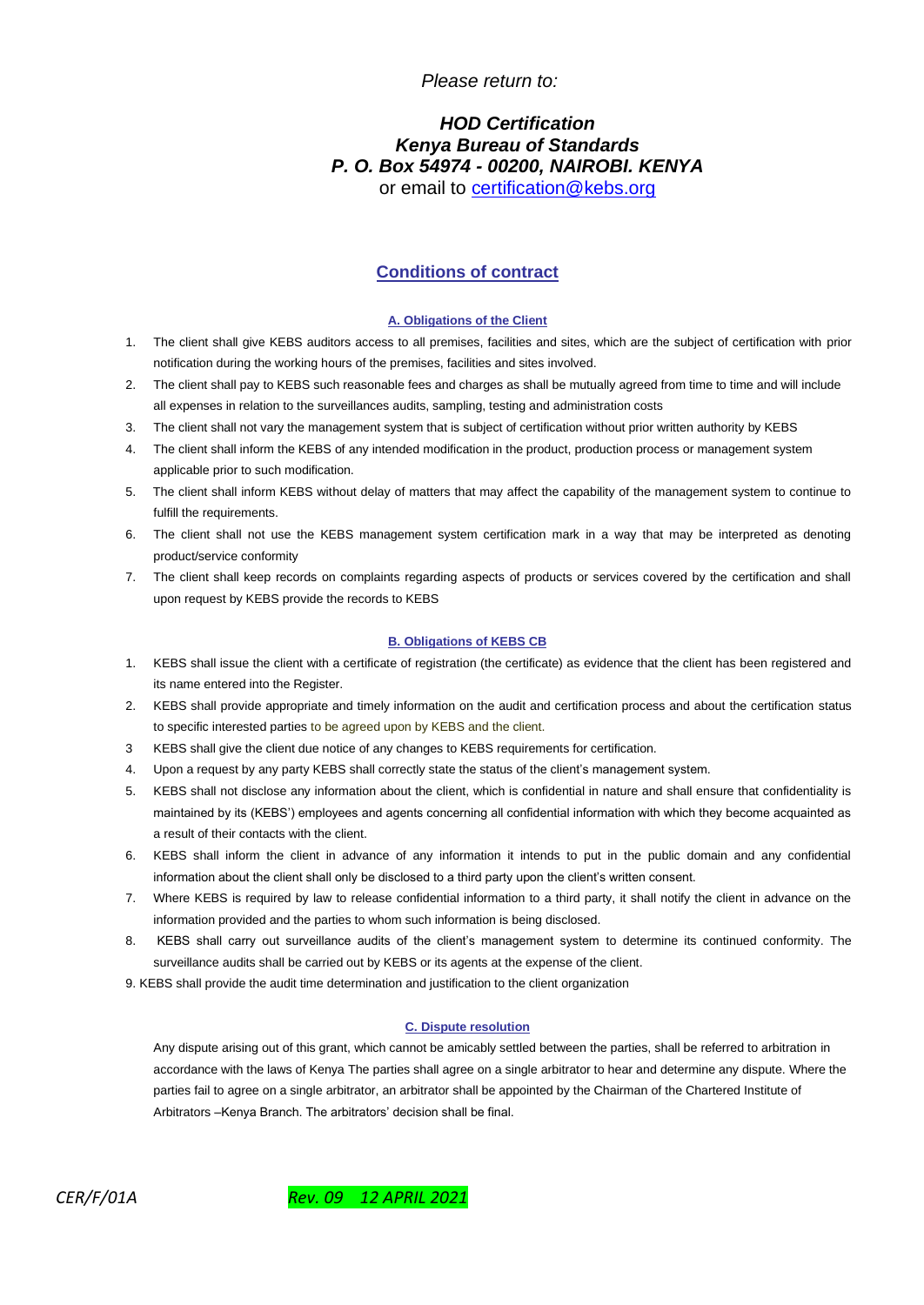*Please return to:*

***HOD Certification***
***Kenya Bureau of Standards***
***P. O. Box 54974 - 00200, NAIROBI. KENYA***
or email to certification@kebs.org

## Conditions of contract

### A. Obligations of the Client

1. The client shall give KEBS auditors access to all premises, facilities and sites, which are the subject of certification with prior notification during the working hours of the premises, facilities and sites involved.
2. The client shall pay to KEBS such reasonable fees and charges as shall be mutually agreed from time to time and will include all expenses in relation to the surveillances audits, sampling, testing and administration costs
3. The client shall not vary the management system that is subject of certification without prior written authority by KEBS
4. The client shall inform the KEBS of any intended modification in the product, production process or management system applicable prior to such modification.
5. The client shall inform KEBS without delay of matters that may affect the capability of the management system to continue to fulfill the requirements.
6. The client shall not use the KEBS management system certification mark in a way that may be interpreted as denoting product/service conformity
7. The client shall keep records on complaints regarding aspects of products or services covered by the certification and shall upon request by KEBS provide the records to KEBS

### B. Obligations of KEBS CB

1. KEBS shall issue the client with a certificate of registration (the certificate) as evidence that the client has been registered and its name entered into the Register.
2. KEBS shall provide appropriate and timely information on the audit and certification process and about the certification status to specific interested parties to be agreed upon by KEBS and the client.
3. KEBS shall give the client due notice of any changes to KEBS requirements for certification.
4. Upon a request by any party KEBS shall correctly state the status of the client's management system.
5. KEBS shall not disclose any information about the client, which is confidential in nature and shall ensure that confidentiality is maintained by its (KEBS') employees and agents concerning all confidential information with which they become acquainted as a result of their contacts with the client.
6. KEBS shall inform the client in advance of any information it intends to put in the public domain and any confidential information about the client shall only be disclosed to a third party upon the client's written consent.
7. Where KEBS is required by law to release confidential information to a third party, it shall notify the client in advance on the information provided and the parties to whom such information is being disclosed.
8. KEBS shall carry out surveillance audits of the client's management system to determine its continued conformity. The surveillance audits shall be carried out by KEBS or its agents at the expense of the client.
9. KEBS shall provide the audit time determination and justification to the client organization

### C. Dispute resolution

Any dispute arising out of this grant, which cannot be amicably settled between the parties, shall be referred to arbitration in accordance with the laws of Kenya The parties shall agree on a single arbitrator to hear and determine any dispute. Where the parties fail to agree on a single arbitrator, an arbitrator shall be appointed by the Chairman of the Chartered Institute of Arbitrators –Kenya Branch. The arbitrators' decision shall be final.

*CER/F/01A* *Rev. 09 12 APRIL 2021*